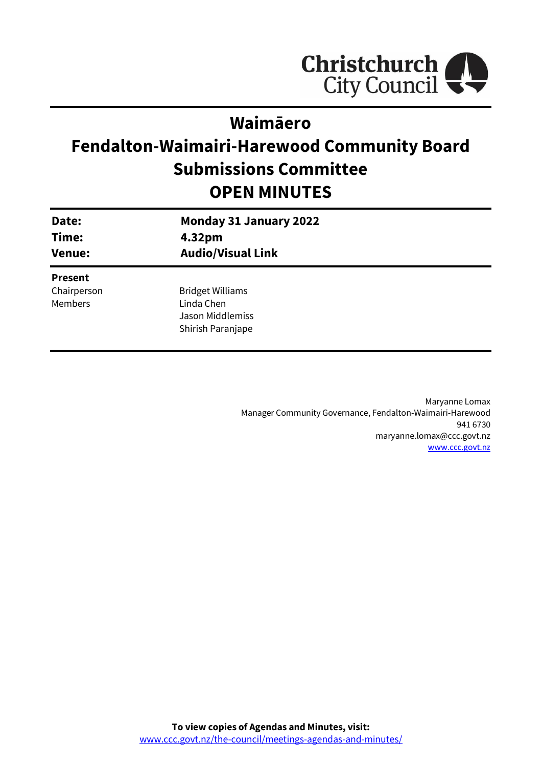# Waimāero

# Fendalton-Waimairi-Harewood Community Board Submissions Committee

# OPEN MINUTES

| | |
|---|---|
| **Date:** | **Monday 31 January 2022** |
| **Time:** | **4.32pm** |
| **Venue:** | **Audio/Visual Link** |

**Present**

| | |
|---|---|
| Chairperson | Bridget Williams |
| Members | Linda Chen |
| | Jason Middlemiss |
| | Shirish Paranjape |

Maryanne Lomax
Manager Community Governance, Fendalton-Waimairi-Harewood
941 6730
maryanne.lomax@ccc.govt.nz
www.ccc.govt.nz

**To view copies of Agendas and Minutes, visit:**
www.ccc.govt.nz/the-council/meetings-agendas-and-minutes/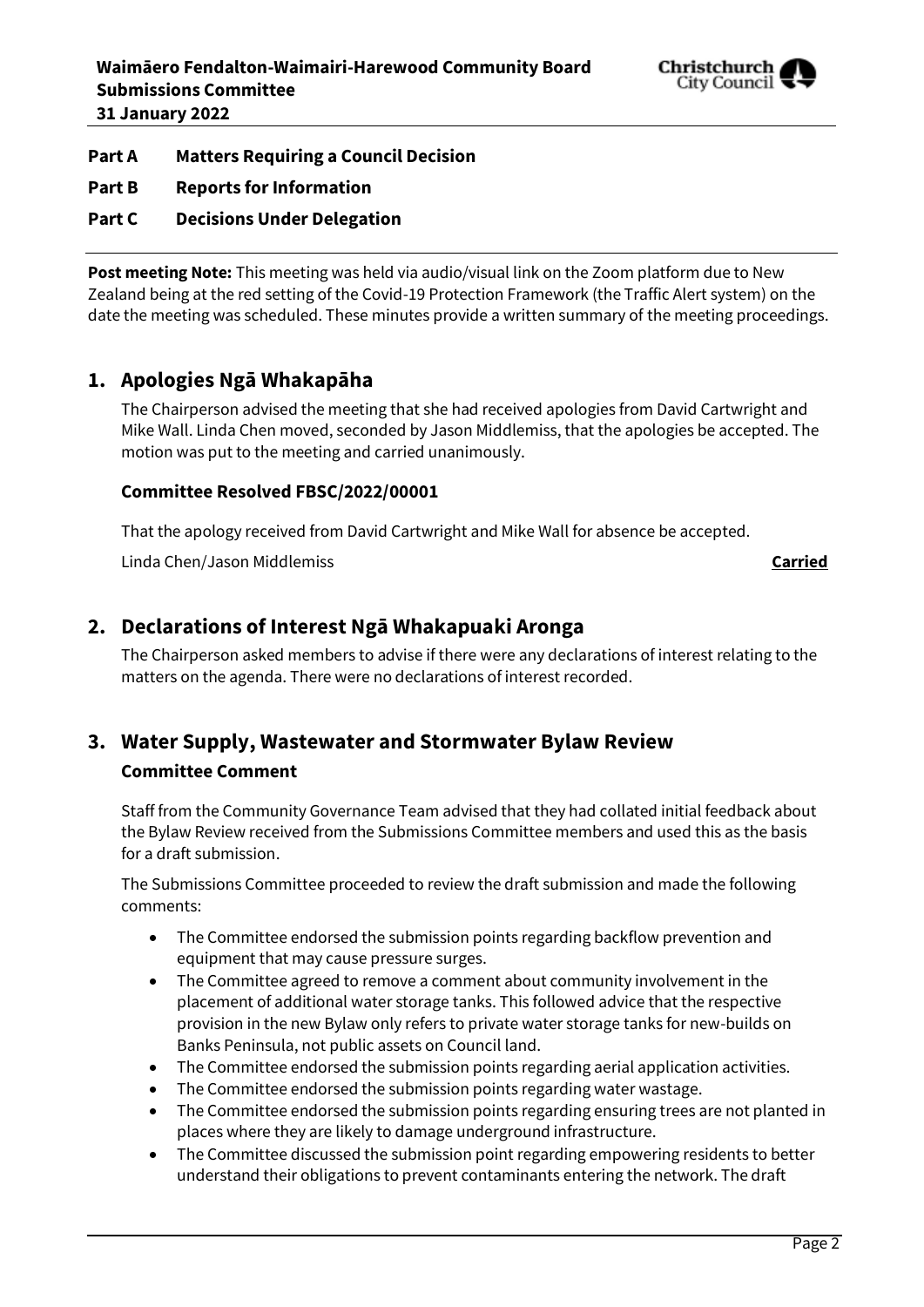**Part A Matters Requiring a Council Decision**

**Part B Reports for Information**

**Part C Decisions Under Delegation**

---

**Post meeting Note:** This meeting was held via audio/visual link on the Zoom platform due to New Zealand being at the red setting of the Covid-19 Protection Framework (the Traffic Alert system) on the date the meeting was scheduled. These minutes provide a written summary of the meeting proceedings.

## 1. Apologies Ngā Whakapāha

The Chairperson advised the meeting that she had received apologies from David Cartwright and Mike Wall. Linda Chen moved, seconded by Jason Middlemiss, that the apologies be accepted. The motion was put to the meeting and carried unanimously.

### Committee Resolved FBSC/2022/00001

That the apology received from David Cartwright and Mike Wall for absence be accepted.

Linda Chen/Jason Middlemiss **Carried**

## 2. Declarations of Interest Ngā Whakapuaki Aronga

The Chairperson asked members to advise if there were any declarations of interest relating to the matters on the agenda. There were no declarations of interest recorded.

## 3. Water Supply, Wastewater and Stormwater Bylaw Review

### Committee Comment

Staff from the Community Governance Team advised that they had collated initial feedback about the Bylaw Review received from the Submissions Committee members and used this as the basis for a draft submission.

The Submissions Committee proceeded to review the draft submission and made the following comments:

- The Committee endorsed the submission points regarding backflow prevention and equipment that may cause pressure surges.
- The Committee agreed to remove a comment about community involvement in the placement of additional water storage tanks. This followed advice that the respective provision in the new Bylaw only refers to private water storage tanks for new-builds on Banks Peninsula, not public assets on Council land.
- The Committee endorsed the submission points regarding aerial application activities.
- The Committee endorsed the submission points regarding water wastage.
- The Committee endorsed the submission points regarding ensuring trees are not planted in places where they are likely to damage underground infrastructure.
- The Committee discussed the submission point regarding empowering residents to better understand their obligations to prevent contaminants entering the network. The draft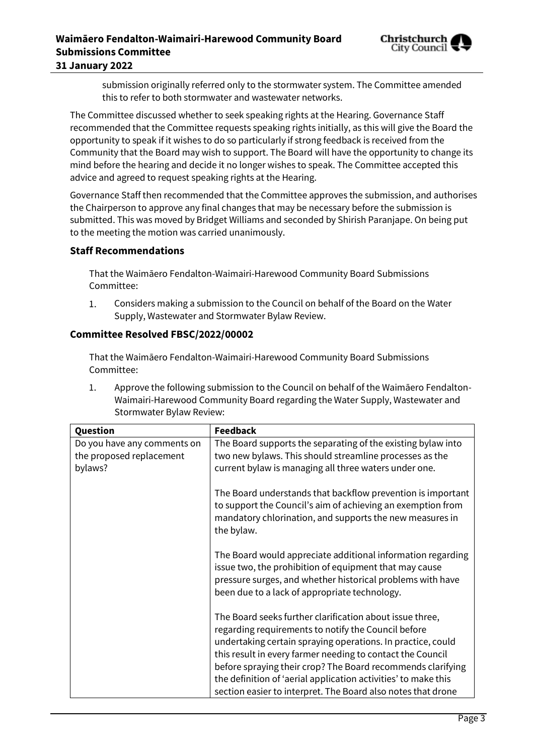submission originally referred only to the stormwater system. The Committee amended this to refer to both stormwater and wastewater networks.

The Committee discussed whether to seek speaking rights at the Hearing. Governance Staff recommended that the Committee requests speaking rights initially, as this will give the Board the opportunity to speak if it wishes to do so particularly if strong feedback is received from the Community that the Board may wish to support. The Board will have the opportunity to change its mind before the hearing and decide it no longer wishes to speak. The Committee accepted this advice and agreed to request speaking rights at the Hearing.

Governance Staff then recommended that the Committee approves the submission, and authorises the Chairperson to approve any final changes that may be necessary before the submission is submitted. This was moved by Bridget Williams and seconded by Shirish Paranjape. On being put to the meeting the motion was carried unanimously.

### Staff Recommendations

That the Waimāero Fendalton-Waimairi-Harewood Community Board Submissions Committee:

1. Considers making a submission to the Council on behalf of the Board on the Water Supply, Wastewater and Stormwater Bylaw Review.

### Committee Resolved FBSC/2022/00002

That the Waimāero Fendalton-Waimairi-Harewood Community Board Submissions Committee:

1. Approve the following submission to the Council on behalf of the Waimāero Fendalton-Waimairi-Harewood Community Board regarding the Water Supply, Wastewater and Stormwater Bylaw Review:

| Question | Feedback |
|---|---|
| Do you have any comments on the proposed replacement bylaws? | The Board supports the separating of the existing bylaw into two new bylaws. This should streamline processes as the current bylaw is managing all three waters under one.<br><br>The Board understands that backflow prevention is important to support the Council's aim of achieving an exemption from mandatory chlorination, and supports the new measures in the bylaw.<br><br>The Board would appreciate additional information regarding issue two, the prohibition of equipment that may cause pressure surges, and whether historical problems with have been due to a lack of appropriate technology.<br><br>The Board seeks further clarification about issue three, regarding requirements to notify the Council before undertaking certain spraying operations. In practice, could this result in every farmer needing to contact the Council before spraying their crop? The Board recommends clarifying the definition of 'aerial application activities' to make this section easier to interpret. The Board also notes that drone |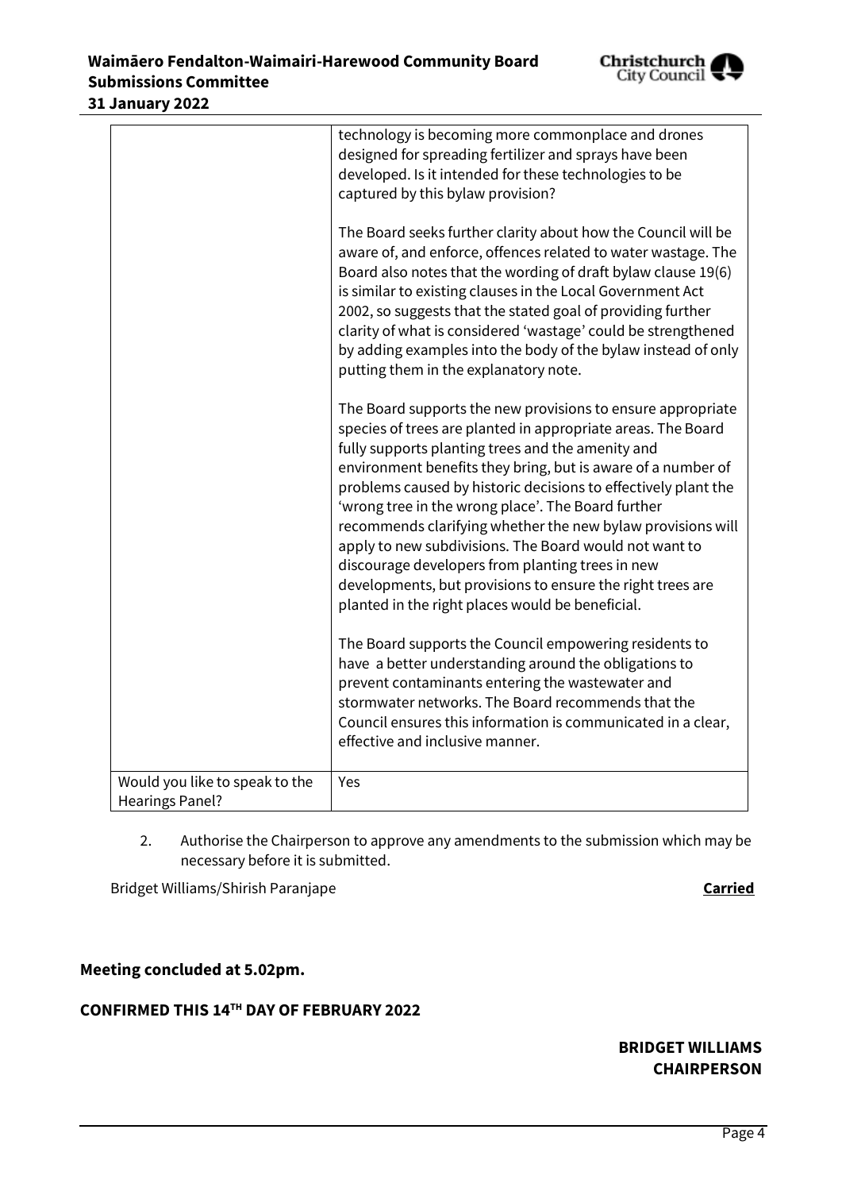| | |
|---|---|
| | technology is becoming more commonplace and drones designed for spreading fertilizer and sprays have been developed. Is it intended for these technologies to be captured by this bylaw provision?<br><br>The Board seeks further clarity about how the Council will be aware of, and enforce, offences related to water wastage. The Board also notes that the wording of draft bylaw clause 19(6) is similar to existing clauses in the Local Government Act 2002, so suggests that the stated goal of providing further clarity of what is considered 'wastage' could be strengthened by adding examples into the body of the bylaw instead of only putting them in the explanatory note.<br><br>The Board supports the new provisions to ensure appropriate species of trees are planted in appropriate areas. The Board fully supports planting trees and the amenity and environment benefits they bring, but is aware of a number of problems caused by historic decisions to effectively plant the 'wrong tree in the wrong place'. The Board further recommends clarifying whether the new bylaw provisions will apply to new subdivisions. The Board would not want to discourage developers from planting trees in new developments, but provisions to ensure the right trees are planted in the right places would be beneficial.<br><br>The Board supports the Council empowering residents to have a better understanding around the obligations to prevent contaminants entering the wastewater and stormwater networks. The Board recommends that the Council ensures this information is communicated in a clear, effective and inclusive manner. |
| Would you like to speak to the Hearings Panel? | Yes |

2. Authorise the Chairperson to approve any amendments to the submission which may be necessary before it is submitted.

Bridget Williams/Shirish Paranjape **Carried**

**Meeting concluded at 5.02pm.**

**CONFIRMED THIS 14TH DAY OF FEBRUARY 2022**

**BRIDGET WILLIAMS**
**CHAIRPERSON**